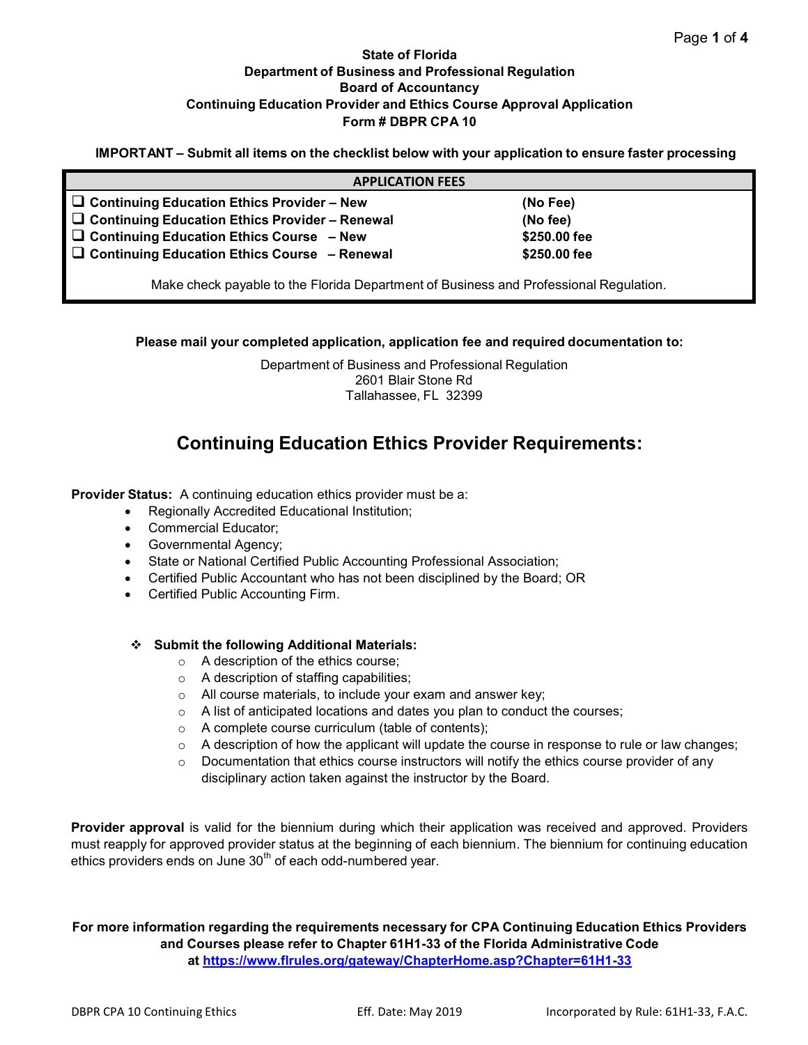**State of Florida**
**Department of Business and Professional Regulation**
**Board of Accountancy**
**Continuing Education Provider and Ethics Course Approval Application**
**Form # DBPR CPA 10**

**IMPORTANT – Submit all items on the checklist below with your application to ensure faster processing**

| APPLICATION FEES | |
|---|---|
| ❑ **Continuing Education Ethics Provider – New** | **(No Fee)** |
| ❑ **Continuing Education Ethics Provider – Renewal** | **(No fee)** |
| ❑ **Continuing Education Ethics Course – New** | **$250.00 fee** |
| ❑ **Continuing Education Ethics Course – Renewal** | **$250.00 fee** |

Make check payable to the Florida Department of Business and Professional Regulation.

**Please mail your completed application, application fee and required documentation to:**

Department of Business and Professional Regulation
2601 Blair Stone Rd
Tallahassee, FL 32399

## Continuing Education Ethics Provider Requirements:

**Provider Status:** A continuing education ethics provider must be a:

- Regionally Accredited Educational Institution;
- Commercial Educator;
- Governmental Agency;
- State or National Certified Public Accounting Professional Association;
- Certified Public Accountant who has not been disciplined by the Board; OR
- Certified Public Accounting Firm.

- **Submit the following Additional Materials:**
  - A description of the ethics course;
  - A description of staffing capabilities;
  - All course materials, to include your exam and answer key;
  - A list of anticipated locations and dates you plan to conduct the courses;
  - A complete course curriculum (table of contents);
  - A description of how the applicant will update the course in response to rule or law changes;
  - Documentation that ethics course instructors will notify the ethics course provider of any disciplinary action taken against the instructor by the Board.

**Provider approval** is valid for the biennium during which their application was received and approved. Providers must reapply for approved provider status at the beginning of each biennium. The biennium for continuing education ethics providers ends on June 30th of each odd-numbered year.

**For more information regarding the requirements necessary for CPA Continuing Education Ethics Providers and Courses please refer to Chapter 61H1-33 of the Florida Administrative Code at [https://www.flrules.org/gateway/ChapterHome.asp?Chapter=61H1-33](https://www.flrules.org/gateway/ChapterHome.asp?Chapter=61H1-33)**

DBPR CPA 10 Continuing Ethics | Eff. Date: May 2019 | Incorporated by Rule: 61H1-33, F.A.C.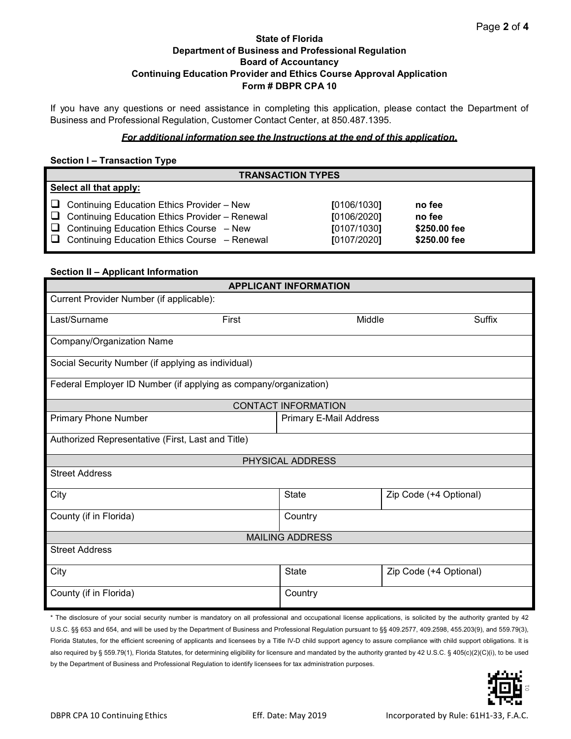**State of Florida**
**Department of Business and Professional Regulation**
**Board of Accountancy**
**Continuing Education Provider and Ethics Course Approval Application**
**Form # DBPR CPA 10**

If you have any questions or need assistance in completing this application, please contact the Department of Business and Professional Regulation, Customer Contact Center, at 850.487.1395.

***For additional information see the Instructions at the end of this application.***

**Section I – Transaction Type**

| TRANSACTION TYPES | | |
|---|---|---|
| **Select all that apply:** | | |
| ❑ Continuing Education Ethics Provider – New | **[**0106/1030**]** | **no fee** |
| ❑ Continuing Education Ethics Provider – Renewal | **[**0106/2020**]** | **no fee** |
| ❑ Continuing Education Ethics Course – New | **[**0107/1030**]** | **$250.00 fee** |
| ❑ Continuing Education Ethics Course – Renewal | **[**0107/2020**]** | **$250.00 fee** |

**Section II – Applicant Information**

| APPLICANT INFORMATION | | | |
|---|---|---|---|
| Current Provider Number (if applicable): | | | |
| Last/Surname | First | Middle | Suffix |
| Company/Organization Name | | | |
| Social Security Number (if applying as individual) | | | |
| Federal Employer ID Number (if applying as company/organization) | | | |
| CONTACT INFORMATION | | | |
| Primary Phone Number | Primary E-Mail Address | | |
| Authorized Representative (First, Last and Title) | | | |
| PHYSICAL ADDRESS | | | |
| Street Address | | | |
| City | State | Zip Code (+4 Optional) | |
| County (if in Florida) | Country | | |
| MAILING ADDRESS | | | |
| Street Address | | | |
| City | State | Zip Code (+4 Optional) | |
| County (if in Florida) | Country | | |

* The disclosure of your social security number is mandatory on all professional and occupational license applications, is solicited by the authority granted by 42 U.S.C. §§ 653 and 654, and will be used by the Department of Business and Professional Regulation pursuant to §§ 409.2577, 409.2598, 455.203(9), and 559.79(3), Florida Statutes, for the efficient screening of applicants and licensees by a Title IV-D child support agency to assure compliance with child support obligations. It is also required by § 559.79(1), Florida Statutes, for determining eligibility for licensure and mandated by the authority granted by 42 U.S.C. § 405(c)(2)(C)(i), to be used by the Department of Business and Professional Regulation to identify licensees for tax administration purposes.

DBPR CPA 10 Continuing Ethics | Eff. Date: May 2019 | Incorporated by Rule: 61H1-33, F.A.C.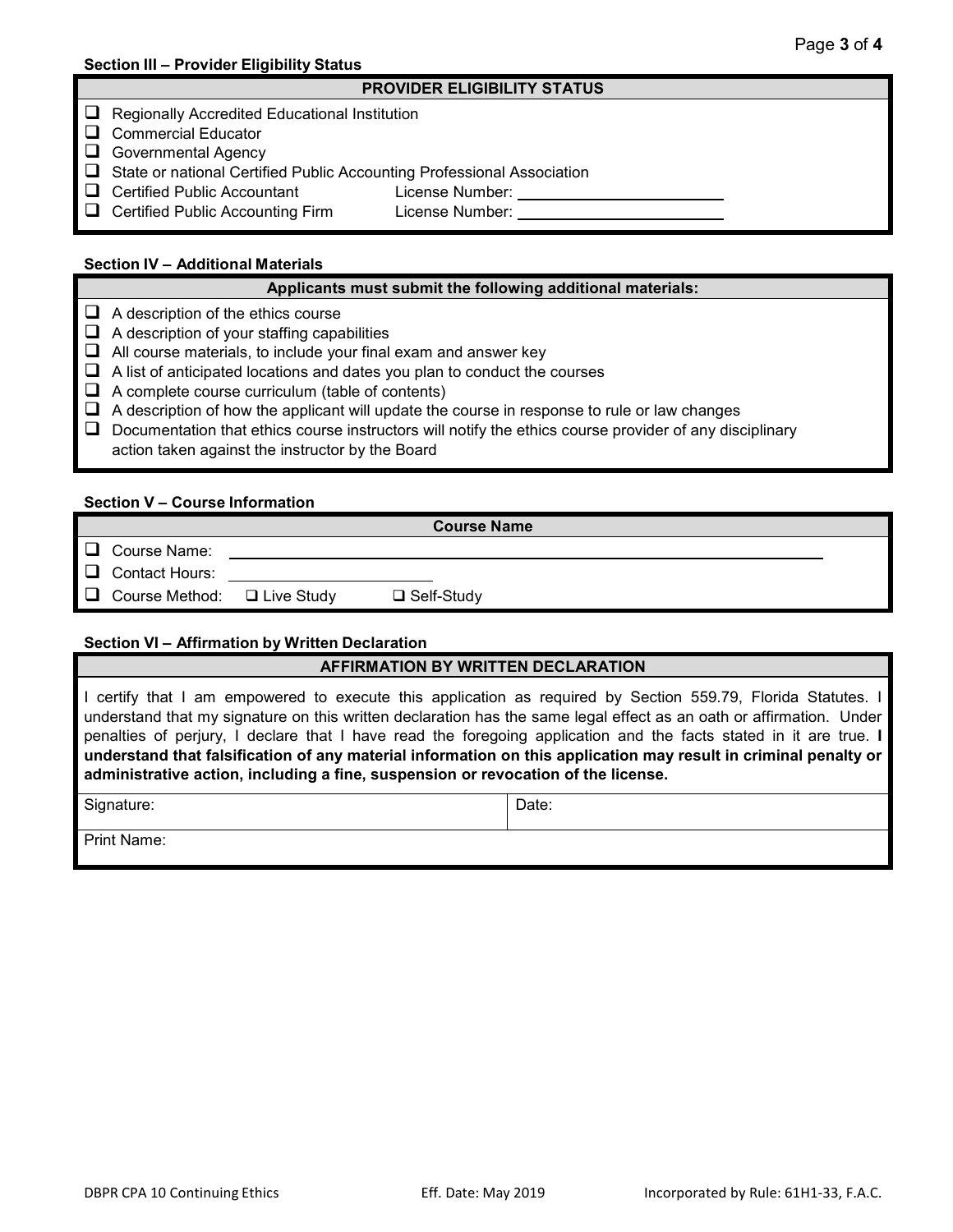### Section III – Provider Eligibility Status

**PROVIDER ELIGIBILITY STATUS**

- ☐ Regionally Accredited Educational Institution
- ☐ Commercial Educator
- ☐ Governmental Agency
- ☐ State or national Certified Public Accounting Professional Association
- ☐ Certified Public Accountant License Number: ____________________
- ☐ Certified Public Accounting Firm License Number: ____________________

### Section IV – Additional Materials

**Applicants must submit the following additional materials:**

- ☐ A description of the ethics course
- ☐ A description of your staffing capabilities
- ☐ All course materials, to include your final exam and answer key
- ☐ A list of anticipated locations and dates you plan to conduct the courses
- ☐ A complete course curriculum (table of contents)
- ☐ A description of how the applicant will update the course in response to rule or law changes
- ☐ Documentation that ethics course instructors will notify the ethics course provider of any disciplinary action taken against the instructor by the Board

### Section V – Course Information

**Course Name**

- ☐ Course Name: ____________________
- ☐ Contact Hours: ____________________
- ☐ Course Method: ☐ Live Study ☐ Self-Study

### Section VI – Affirmation by Written Declaration

**AFFIRMATION BY WRITTEN DECLARATION**

I certify that I am empowered to execute this application as required by Section 559.79, Florida Statutes. I understand that my signature on this written declaration has the same legal effect as an oath or affirmation. Under penalties of perjury, I declare that I have read the foregoing application and the facts stated in it are true. **I understand that falsification of any material information on this application may result in criminal penalty or administrative action, including a fine, suspension or revocation of the license.**

| Signature: | Date: |
|---|---|
| Print Name: | |

DBPR CPA 10 Continuing Ethics Eff. Date: May 2019 Incorporated by Rule: 61H1-33, F.A.C.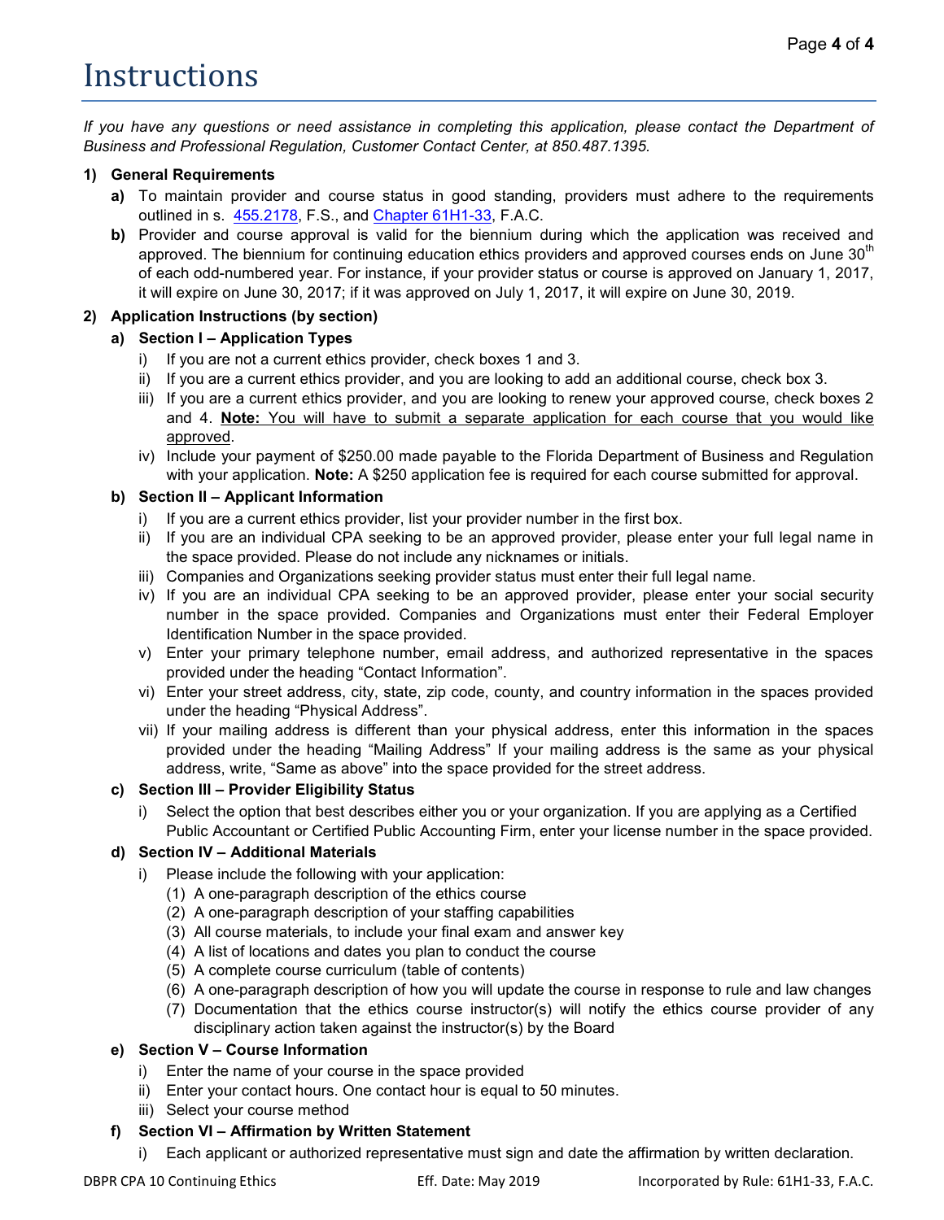# Instructions

*If you have any questions or need assistance in completing this application, please contact the Department of Business and Professional Regulation, Customer Contact Center, at 850.487.1395.*

**1) General Requirements**

**a)** To maintain provider and course status in good standing, providers must adhere to the requirements outlined in s. 455.2178, F.S., and Chapter 61H1-33, F.A.C.

**b)** Provider and course approval is valid for the biennium during which the application was received and approved. The biennium for continuing education ethics providers and approved courses ends on June 30th of each odd-numbered year. For instance, if your provider status or course is approved on January 1, 2017, it will expire on June 30, 2017; if it was approved on July 1, 2017, it will expire on June 30, 2019.

**2) Application Instructions (by section)**

**a) Section I – Application Types**

i) If you are not a current ethics provider, check boxes 1 and 3.

ii) If you are a current ethics provider, and you are looking to add an additional course, check box 3.

iii) If you are a current ethics provider, and you are looking to renew your approved course, check boxes 2 and 4. **Note:** You will have to submit a separate application for each course that you would like approved.

iv) Include your payment of $250.00 made payable to the Florida Department of Business and Regulation with your application. **Note:** A $250 application fee is required for each course submitted for approval.

**b) Section II – Applicant Information**

i) If you are a current ethics provider, list your provider number in the first box.

ii) If you are an individual CPA seeking to be an approved provider, please enter your full legal name in the space provided. Please do not include any nicknames or initials.

iii) Companies and Organizations seeking provider status must enter their full legal name.

iv) If you are an individual CPA seeking to be an approved provider, please enter your social security number in the space provided. Companies and Organizations must enter their Federal Employer Identification Number in the space provided.

v) Enter your primary telephone number, email address, and authorized representative in the spaces provided under the heading "Contact Information".

vi) Enter your street address, city, state, zip code, county, and country information in the spaces provided under the heading "Physical Address".

vii) If your mailing address is different than your physical address, enter this information in the spaces provided under the heading "Mailing Address" If your mailing address is the same as your physical address, write, "Same as above" into the space provided for the street address.

**c) Section III – Provider Eligibility Status**

i) Select the option that best describes either you or your organization. If you are applying as a Certified Public Accountant or Certified Public Accounting Firm, enter your license number in the space provided.

**d) Section IV – Additional Materials**

i) Please include the following with your application:

(1) A one-paragraph description of the ethics course
(2) A one-paragraph description of your staffing capabilities
(3) All course materials, to include your final exam and answer key
(4) A list of locations and dates you plan to conduct the course
(5) A complete course curriculum (table of contents)
(6) A one-paragraph description of how you will update the course in response to rule and law changes
(7) Documentation that the ethics course instructor(s) will notify the ethics course provider of any disciplinary action taken against the instructor(s) by the Board

**e) Section V – Course Information**

i) Enter the name of your course in the space provided

ii) Enter your contact hours. One contact hour is equal to 50 minutes.

iii) Select your course method

**f) Section VI – Affirmation by Written Statement**

i) Each applicant or authorized representative must sign and date the affirmation by written declaration.